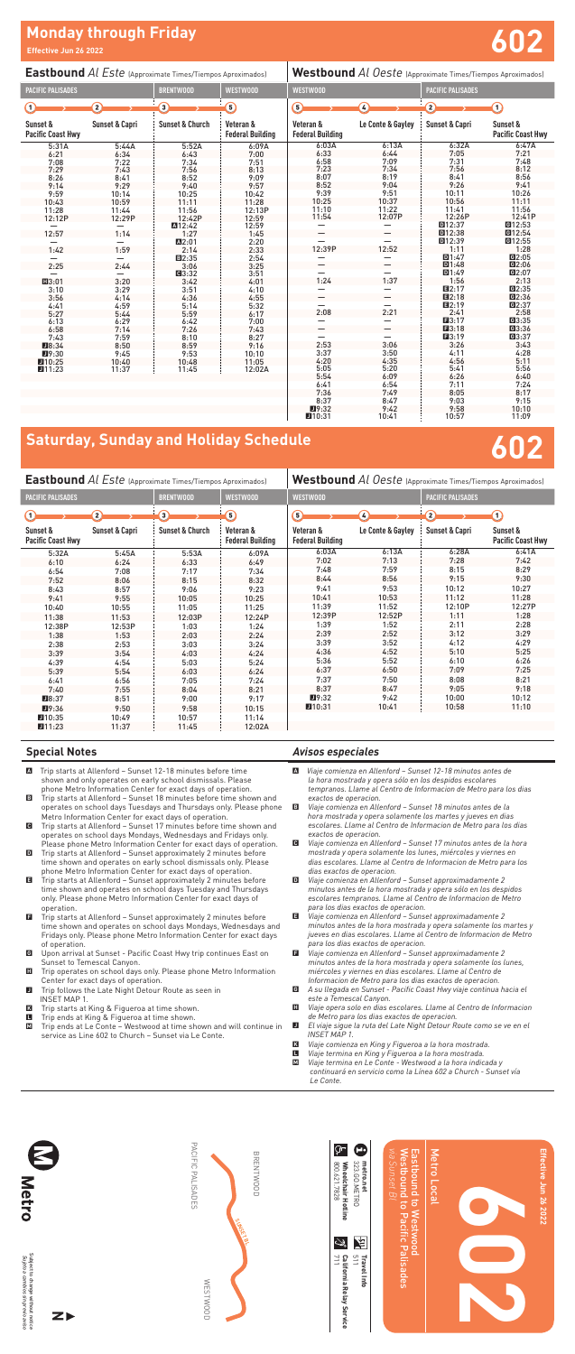# Monday through Friday

Effective Jun 26 2022

# 602

## Eastbound *Al Este* (Approximate Times/Tiempos Aproximados)

| PACIFIC PALISADES | | BRENTWOOD | WESTWOOD |
|---|---|---|---|
| 1 | 2 | 3 | 5 |
| Sunset & Pacific Coast Hwy | Sunset & Capri | Sunset & Church | Veteran & Federal Building |
| 5:31A | 5:44A | 5:52A | 6:09A |
| 6:21 | 6:34 | 6:43 | 7:00 |
| 7:08 | 7:22 | 7:34 | 7:51 |
| 7:29 | 7:43 | 7:56 | 8:13 |
| 8:26 | 8:41 | 8:52 | 9:09 |
| 9:14 | 9:29 | 9:40 | 9:57 |
| 9:59 | 10:14 | 10:25 | 10:42 |
| 10:43 | 10:59 | 11:11 | 11:28 |
| 11:28 | 11:44 | 11:56 | 12:13P |
| 12:12P | 12:29P | 12:42P | 12:59 |
| — | — | A12:42 | 12:59 |
| 12:57 | 1:14 | 1:27 | 1:45 |
| — | — | A2:01 | 2:20 |
| 1:42 | 1:59 | 2:14 | 2:33 |
| — | — | B2:35 | 2:54 |
| 2:25 | 2:44 | 3:06 | 3:25 |
| — | — | C3:32 | 3:51 |
| H3:01 | 3:20 | 3:42 | 4:01 |
| 3:10 | 3:29 | 3:51 | 4:10 |
| 3:56 | 4:14 | 4:36 | 4:55 |
| 4:41 | 4:59 | 5:14 | 5:32 |
| 5:27 | 5:44 | 5:59 | 6:17 |
| 6:13 | 6:29 | 6:42 | 7:00 |
| 6:58 | 7:14 | 7:26 | 7:43 |
| 7:43 | 7:59 | 8:10 | 8:27 |
| J8:34 | 8:50 | 8:59 | 9:16 |
| J9:30 | 9:45 | 9:53 | 10:10 |
| J10:25 | 10:40 | 10:48 | 11:05 |
| J11:23 | 11:37 | 11:45 | 12:02A |

## Westbound *Al Oeste* (Approximate Times/Tiempos Aproximados)

| WESTWOOD | | PACIFIC PALISADES | |
|---|---|---|---|
| 5 | 4 | 2 | 1 |
| Veteran & Federal Building | Le Conte & Gayley | Sunset & Capri | Sunset & Pacific Coast Hwy |
| 6:03A | 6:13A | 6:32A | 6:47A |
| 6:33 | 6:44 | 7:05 | 7:21 |
| 6:58 | 7:09 | 7:31 | 7:48 |
| 7:23 | 7:34 | 7:56 | 8:12 |
| 8:07 | 8:19 | 8:41 | 8:56 |
| 8:52 | 9:04 | 9:26 | 9:41 |
| 9:39 | 9:51 | 10:11 | 10:26 |
| 10:25 | 10:37 | 10:56 | 11:11 |
| 11:10 | 11:22 | 11:41 | 11:56 |
| 11:54 | 12:07P | 12:26P | 12:41P |
| — | — | D12:37 | G12:53 |
| — | — | E12:38 | G12:54 |
| 12:39P | 12:52 | D12:39 | G12:55 |
| — | — | 1:11 | 1:28 |
| — | — | D1:47 | G2:05 |
| — | — | D1:48 | G2:06 |
| — | — | D1:49 | G2:07 |
| 1:24 | 1:37 | 1:56 | 2:13 |
| — | — | E2:17 | G2:35 |
| — | — | E2:18 | G2:36 |
| — | — | E2:19 | G2:37 |
| 2:08 | 2:21 | 2:41 | 2:58 |
| — | — | F3:17 | G3:35 |
| — | — | F3:18 | G3:36 |
| — | — | F3:19 | G3:37 |
| 2:53 | 3:06 | 3:26 | 3:43 |
| 3:37 | 3:50 | 4:11 | 4:28 |
| 4:20 | 4:35 | 4:56 | 5:11 |
| 5:05 | 5:20 | 5:41 | 5:56 |
| 5:54 | 6:09 | 6:26 | 6:40 |
| 6:41 | 6:54 | 7:11 | 7:24 |
| 7:36 | 7:49 | 8:05 | 8:17 |
| 8:37 | 8:47 | 9:03 | 9:15 |
| J9:32 | 9:42 | 9:58 | 10:10 |
| J10:31 | 10:41 | 10:57 | 11:09 |

# Saturday, Sunday and Holiday Schedule

# 602

## Eastbound *Al Este* (Approximate Times/Tiempos Aproximados)

| PACIFIC PALISADES | | BRENTWOOD | WESTWOOD |
|---|---|---|---|
| 1 | 2 | 3 | 5 |
| Sunset & Pacific Coast Hwy | Sunset & Capri | Sunset & Church | Veteran & Federal Building |
| 5:32A | 5:45A | 5:53A | 6:09A |
| 6:10 | 6:24 | 6:33 | 6:49 |
| 6:54 | 7:08 | 7:17 | 7:34 |
| 7:52 | 8:06 | 8:15 | 8:32 |
| 8:43 | 8:57 | 9:06 | 9:23 |
| 9:41 | 9:55 | 10:05 | 10:25 |
| 10:40 | 10:55 | 11:05 | 11:25 |
| 11:38 | 11:53 | 12:03P | 12:24P |
| 12:38P | 12:53P | 1:03 | 1:24 |
| 1:38 | 1:53 | 2:03 | 2:24 |
| 2:38 | 2:53 | 3:03 | 3:24 |
| 3:39 | 3:54 | 4:03 | 4:24 |
| 4:39 | 4:54 | 5:03 | 5:24 |
| 5:39 | 5:54 | 6:03 | 6:24 |
| 6:41 | 6:56 | 7:05 | 7:24 |
| 7:40 | 7:55 | 8:04 | 8:21 |
| J8:37 | 8:51 | 9:00 | 9:17 |
| J9:36 | 9:50 | 9:58 | 10:15 |
| J10:35 | 10:49 | 10:57 | 11:14 |
| J11:23 | 11:37 | 11:45 | 12:02A |

## Westbound *Al Oeste* (Approximate Times/Tiempos Aproximados)

| WESTWOOD | | PACIFIC PALISADES | |
|---|---|---|---|
| 5 | 4 | 2 | 1 |
| Veteran & Federal Building | Le Conte & Gayley | Sunset & Capri | Sunset & Pacific Coast Hwy |
| 6:03A | 6:13A | 6:28A | 6:41A |
| 7:02 | 7:13 | 7:28 | 7:42 |
| 7:48 | 7:59 | 8:15 | 8:29 |
| 8:44 | 8:56 | 9:15 | 9:30 |
| 9:41 | 9:53 | 10:12 | 10:27 |
| 10:41 | 10:53 | 11:12 | 11:28 |
| 11:39 | 11:52 | 12:10P | 12:27P |
| 12:39P | 12:52P | 1:11 | 1:28 |
| 1:39 | 1:52 | 2:11 | 2:28 |
| 2:39 | 2:52 | 3:12 | 3:29 |
| 3:39 | 3:52 | 4:12 | 4:29 |
| 4:36 | 4:52 | 5:10 | 5:25 |
| 5:36 | 5:52 | 6:10 | 6:26 |
| 6:37 | 6:50 | 7:09 | 7:25 |
| 7:37 | 7:50 | 8:08 | 8:21 |
| 8:37 | 8:47 | 9:05 | 9:18 |
| J9:32 | 9:42 | 10:00 | 10:12 |
| J10:31 | 10:41 | 10:58 | 11:10 |

## Special Notes

- **A** Trip starts at Allenford – Sunset 12-18 minutes before time shown and only operates on early school dismissals. Please phone Metro Information Center for exact days of operation.
- **B** Trip starts at Allenford – Sunset 18 minutes before time shown and operates on school days Tuesdays and Thursdays only. Please phone Metro Information Center for exact days of operation.
- **C** Trip starts at Allenford – Sunset 17 minutes before time shown and operates on school days Mondays, Wednesdays and Fridays only. Please phone Metro Information Center for exact days of operation.
- **D** Trip starts at Allenford – Sunset approximately 2 minutes before time shown and operates on early school dismissals only. Please phone Metro Information Center for exact days of operation.
- **E** Trip starts at Allenford – Sunset approximately 2 minutes before time shown and operates on school days Tuesday and Thursdays only. Please phone Metro Information Center for exact days of operation.
- **F** Trip starts at Allenford – Sunset approximately 2 minutes before time shown and operates on school days Mondays, Wednesdays and Fridays only. Please phone Metro Information Center for exact days of operation.
- **G** Upon arrival at Sunset - Pacific Coast Hwy trip continues East on Sunset to Temescal Canyon.
- **H** Trip operates on school days only. Please phone Metro Information Center for exact days of operation.
- **J** Trip follows the Late Night Detour Route as seen in INSET MAP 1.
- **K** Trip starts at King & Figueroa at time shown.
- **L** Trip ends at King & Figueroa at time shown.
- **M** Trip ends at Le Conte – Westwood at time shown and will continue in service as Line 602 to Church – Sunset via Le Conte.

## Avisos especiales

- **A** *Viaje comienza en Allenford – Sunset 12-18 minutos antes de la hora mostrada y opera sólo en los despidos escolares tempranos. Llame al Centro de Informacion de Metro para los dias exactos de operacion.*
- **B** *Viaje comienza en Allenford – Sunset 18 minutos antes de la hora mostrada y opera solamente los martes y jueves en dias escolares. Llame al Centro de Informacion de Metro para los dias exactos de operacion.*
- **C** *Viaje comienza en Allenford – Sunset 17 minutos antes de la hora mostrada y opera solamente los lunes, miércoles y viernes en días escolares. Llame al Centro de Informacion de Metro para los días exactos de operacion.*
- **D** *Viaje comienza en Allenford – Sunset aproximadamente 2 minutos antes de la hora mostrada y opera sólo en los despidos escolares tempranos. Llame al Centro de Informacion de Metro para los días exactos de operacion.*
- **E** *Viaje comienza en Allenford – Sunset aproximadamente 2 minutos antes de la hora mostrada y opera solamente los martes y jueves en días escolares. Llame al Centro de Informacion de Metro para los dias exactos de operacion.*
- **F** *Viaje comienza en Allenford – Sunset aproximadamente 2 minutos antes de la hora mostrada y opera solamente los lunes, miércoles y viernes en días escolares. Llame al Centro de Informacion de Metro para los dias exactos de operacion.*
- **G** *A su llegada en Sunset - Pacific Coast Hwy viaje continua hacia el este a Temescal Canyon.*
- **H** *Viaje opera solo en dias escolares. Llame al Centro de Informacion de Metro para los dias exactos de operacion.*
- **J** *El viaje sigue la ruta del Late Night Detour Route como se ve en el INSET MAP 1.*
- **K** *Viaje comienza en King y Figueroa a la hora mostrada.*
- **L** *Viaje termina en King y Figueroa a la hora mostrada.*
- **M** *Viaje termina en Le Conte - Westwood a la hora indicada y continuará en servicio como la Línea 602 a Church - Sunset vía Le Conte.*

Metro

Subject to change without notice
Sujeto a cambios sin previo aviso

PACIFIC PALISADES — BRENTWOOD — WESTWOOD — SUNSET BL

Metro Local

# 602

Effective Jun 26 2022

Eastbound to Westwood
Westbound to Pacific Palisades
via Sunset Bl

metro.net
323.GO.METRO

Wheelchair Hotline
800.621.7828

Travel Info
511

California Relay Service
711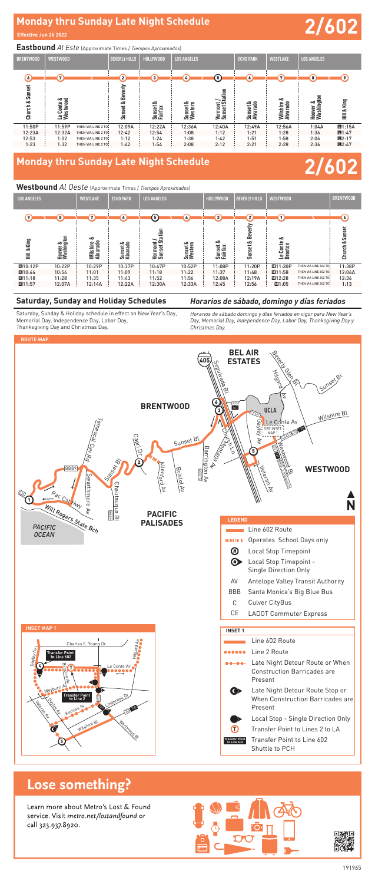# Monday thru Sunday Late Night Schedule

**2/602**

Effective Jun 26 2022

## Eastbound *Al Este* (Approximate Times / *Tiempos Aproximados*)

| BRENTWOOD | WESTWOOD | | BEVERLY HILLS | HOLLYWOOD | LOS ANGELES | | ECHO PARK | WESTLAKE | LOS ANGELES | |
|---|---|---|---|---|---|---|---|---|---|---|
| 6 | 7 | | 2 | 3 | 4 | 5 | 6 | 7 | 8 | 9 |
| Church & Sunset | Le Conte & Westwood | | Sunset & Beverly | Sunset & Fairfax | Sunset & Western | Vermont / Sunset Station | Sunset & Alvarado | Wilshire & Alvarado | Hoover & Washington | Hill & King |
| 11:50P | 11:59P | THEN VIA LINE 2 TO | 12:09A | 12:22A | 12:36A | 12:40A | 12:49A | 12:56A | 1:04A | 1:15A |
| 12:23A | 12:32A | THEN VIA LINE 2 TO | 12:42 | 12:54 | 1:08 | 1:12 | 1:21 | 1:28 | 1:36 | 1:47 |
| 12:53 | 1:02 | THEN VIA LINE 2 TO | 1:12 | 1:24 | 1:38 | 1:42 | 1:51 | 1:58 | 2:06 | 2:17 |
| 1:23 | 1:32 | THEN VIA LINE 2 TO | 1:42 | 1:54 | 2:08 | 2:12 | 2:21 | 2:28 | 2:36 | 2:47 |

# Monday thru Sunday Late Night Schedule

**2/602**

## Westbound *Al Oeste* (Approximate Times / *Tiempos Aproximados*)

| LOS ANGELES | | WESTLAKE | ECHO PARK | LOS ANGELES | | HOLLYWOOD | BEVERLY HILLS | WESTWOOD | | BRENTWOOD |
|---|---|---|---|---|---|---|---|---|---|---|
| 9 | 8 | 7 | 6 | 5 | 4 | 3 | 2 | 1 | | 6 |
| Hill & King | Hoover & Washington | Wilshire & Alvarado | Sunset & Alvarado | Vermont / Sunset Station | Sunset & Western | Sunset & Fairfax | Sunset & Beverly | Le Conte & Broxton | | Church & Sunset |
| 10:12P | 10:22P | 10:29P | 10:37P | 10:47P | 10:52P | 11:08P | 11:20P | 11:30P | THEN VIA LINE 602 TO | 11:38P |
| 10:44 | 10:54 | 11:01 | 11:09 | 11:18 | 11:22 | 11:37 | 11:48 | 11:58 | THEN VIA LINE 602 TO | 12:06A |
| 11:18 | 11:28 | 11:35 | 11:43 | 11:52 | 11:56 | 12:08A | 12:19A | 12:28 | THEN VIA LINE 602 TO | 12:36 |
| 11:57 | 12:07A | 12:14A | 12:22A | 12:30A | 12:33A | 12:45 | 12:56 | 1:05 | THEN VIA LINE 602 TO | 1:13 |

## Saturday, Sunday and Holiday Schedules

Saturday, Sunday & Holiday schedule in effect on New Year's Day, Memorial Day, Independence Day, Labor Day, Thanksgiving Day and Christmas Day.

## *Horarios de sábado, domingo y días feriados*

*Horarios de sábado domingo y días feriados en vigor para New Year's Day, Memorial Day, Independence Day, Labor Day, Thanksgiving Day y Christmas Day.*

**ROUTE MAP**

BEL AIR ESTATES
BRENTWOOD
WESTWOOD
PACIFIC PALISADES
PACIFIC OCEAN
UCLA
N

**LEGEND**

- Line 602 Route
- Operates School Days only
- Local Stop Timepoint
- Local Stop Timepoint - Single Direction Only
- AV Antelope Valley Transit Authority
- BBB Santa Monica's Big Blue Bus
- C Culver CityBus
- CE LADOT Commuter Express

**INSET MAP 1**

**INSET 1**

- Line 602 Route
- Line 2 Route
- Late Night Detour Route or When Construction Barricades are Present
- Late Night Detour Route Stop or When Construction Barricades are Present
- Local Stop - Single Direction Only
- Transfer Point to Lines 2 to LA
- Transfer Point to Line 602 Shuttle to PCH

# Lose something?

Learn more about Metro's Lost & Found service. Visit *metro.net/lostandfound* or call 323.937.8920.

191965